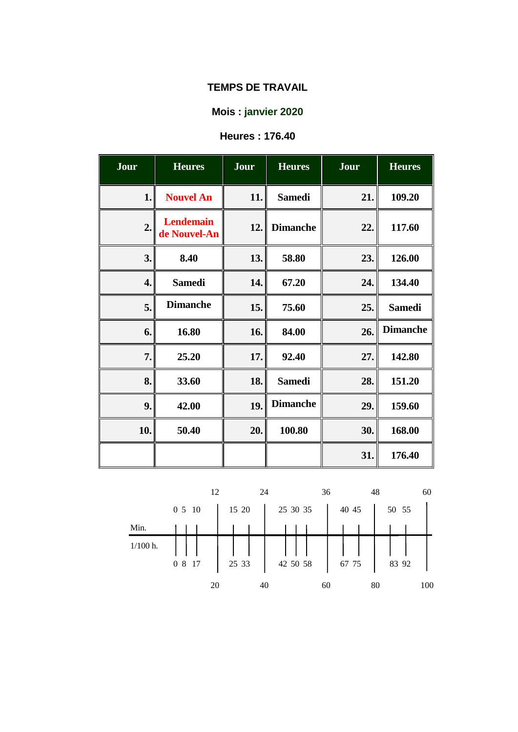**TEMPS DE TRAVAIL**

**Mois : janvier 2020**

**Heures : 176.40**

| Jour | Heures | Jour | Heures | Jour | Heures |
|---|---|---|---|---|---|
| 1. | Nouvel An | 11. | Samedi | 21. | 109.20 |
| 2. | Lendemain de Nouvel-An | 12. | Dimanche | 22. | 117.60 |
| 3. | 8.40 | 13. | 58.80 | 23. | 126.00 |
| 4. | Samedi | 14. | 67.20 | 24. | 134.40 |
| 5. | Dimanche | 15. | 75.60 | 25. | Samedi |
| 6. | 16.80 | 16. | 84.00 | 26. | Dimanche |
| 7. | 25.20 | 17. | 92.40 | 27. | 142.80 |
| 8. | 33.60 | 18. | Samedi | 28. | 151.20 |
| 9. | 42.00 | 19. | Dimanche | 29. | 159.60 |
| 10. | 50.40 | 20. | 100.80 | 30. | 168.00 |
| | | | | 31. | 176.40 |

| Min. | 0 | 5 | 10 | 12 | 15 | 20 | 24 | 25 | 30 | 35 | 36 | 40 | 45 | 48 | 50 | 55 | 60 |
|---|---|---|---|---|---|---|---|---|---|---|---|---|---|---|---|---|---|
| 1/100 h. | 0 | 8 | 17 | 20 | 25 | 33 | 40 | 42 | 50 | 58 | 60 | 67 | 75 | 80 | 83 | 92 | 100 |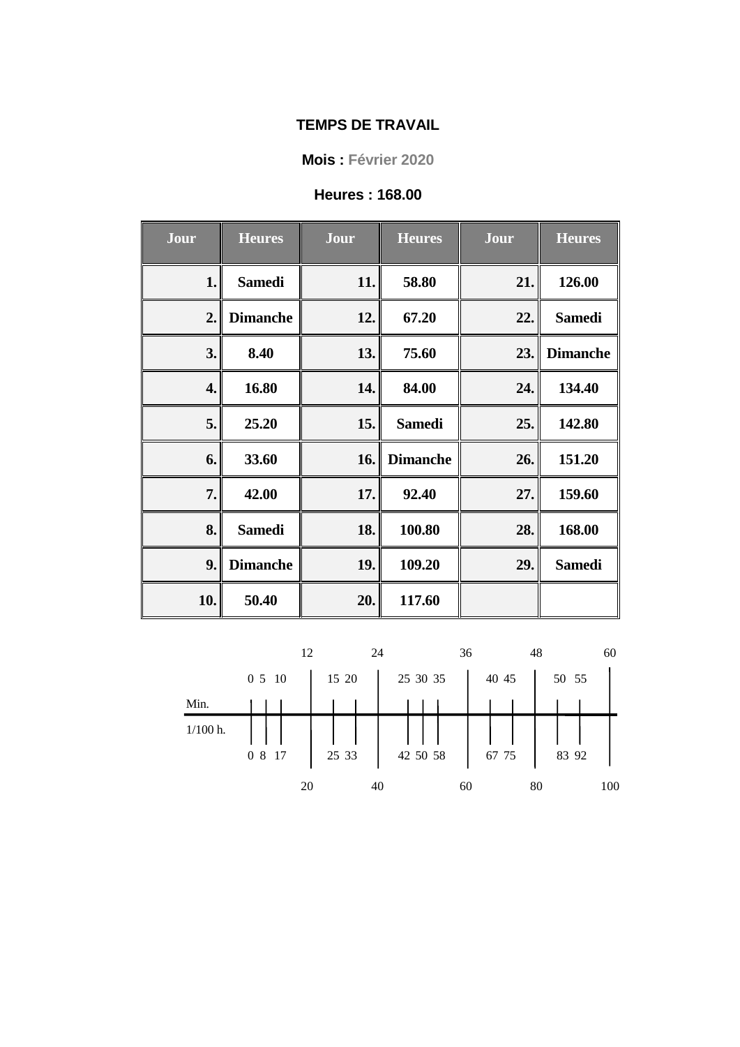**TEMPS DE TRAVAIL**

**Mois : Février 2020**

**Heures : 168.00**

| Jour | Heures | Jour | Heures | Jour | Heures |
|---|---|---|---|---|---|
| 1. | Samedi | 11. | 58.80 | 21. | 126.00 |
| 2. | Dimanche | 12. | 67.20 | 22. | Samedi |
| 3. | 8.40 | 13. | 75.60 | 23. | Dimanche |
| 4. | 16.80 | 14. | 84.00 | 24. | 134.40 |
| 5. | 25.20 | 15. | Samedi | 25. | 142.80 |
| 6. | 33.60 | 16. | Dimanche | 26. | 151.20 |
| 7. | 42.00 | 17. | 92.40 | 27. | 159.60 |
| 8. | Samedi | 18. | 100.80 | 28. | 168.00 |
| 9. | Dimanche | 19. | 109.20 | 29. | Samedi |
| 10. | 50.40 | 20. | 117.60 | | |

| | | | | | | | | | | | | | | | | |
|---|---|---|---|---|---|---|---|---|---|---|---|---|---|---|---|---|
| Min. | 0 | 5 | 10 | 12 | 15 | 20 | 24 | 25 | 30 | 35 | 36 | 40 | 45 | 48 | 50 | 55 | 60 |
| 1/100 h. | 0 | 8 | 17 | 20 | 25 | 33 | 40 | 42 | 50 | 58 | 60 | 67 | 75 | 80 | 83 | 92 | 100 |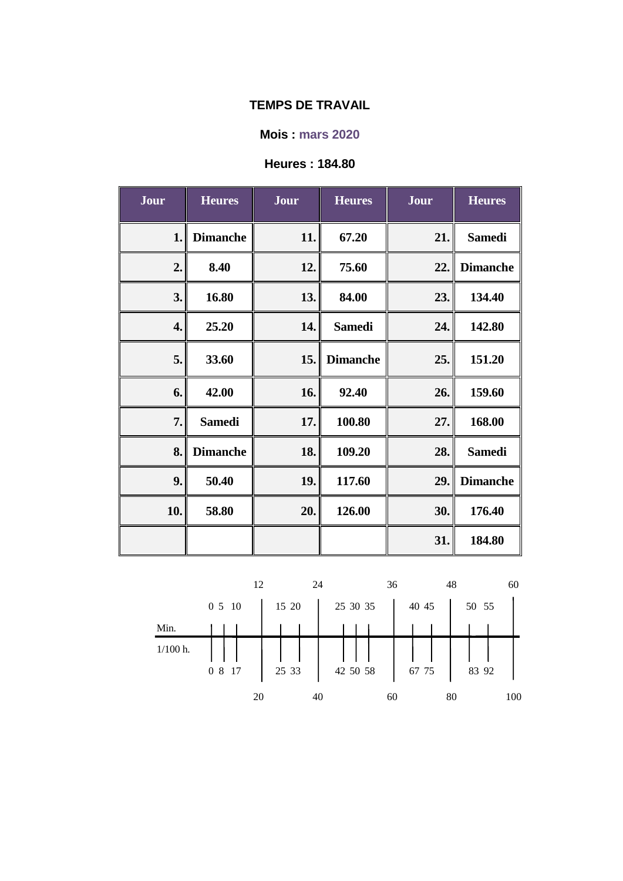**TEMPS DE TRAVAIL**

**Mois : mars 2020**

**Heures : 184.80**

| Jour | Heures | Jour | Heures | Jour | Heures |
|---|---|---|---|---|---|
| 1. | Dimanche | 11. | 67.20 | 21. | Samedi |
| 2. | 8.40 | 12. | 75.60 | 22. | Dimanche |
| 3. | 16.80 | 13. | 84.00 | 23. | 134.40 |
| 4. | 25.20 | 14. | Samedi | 24. | 142.80 |
| 5. | 33.60 | 15. | Dimanche | 25. | 151.20 |
| 6. | 42.00 | 16. | 92.40 | 26. | 159.60 |
| 7. | Samedi | 17. | 100.80 | 27. | 168.00 |
| 8. | Dimanche | 18. | 109.20 | 28. | Samedi |
| 9. | 50.40 | 19. | 117.60 | 29. | Dimanche |
| 10. | 58.80 | 20. | 126.00 | 30. | 176.40 |
| | | | | 31. | 184.80 |

| Min. | 0 | 5 | 10 | 12 | 15 | 20 | 24 | 25 | 30 | 35 | 36 | 40 | 45 | 48 | 50 | 55 | 60 |
|---|---|---|---|---|---|---|---|---|---|---|---|---|---|---|---|---|---|
| 1/100 h. | 0 | 8 | 17 | 20 | 25 | 33 | 40 | 42 | 50 | 58 | 60 | 67 | 75 | 80 | 83 | 92 | 100 |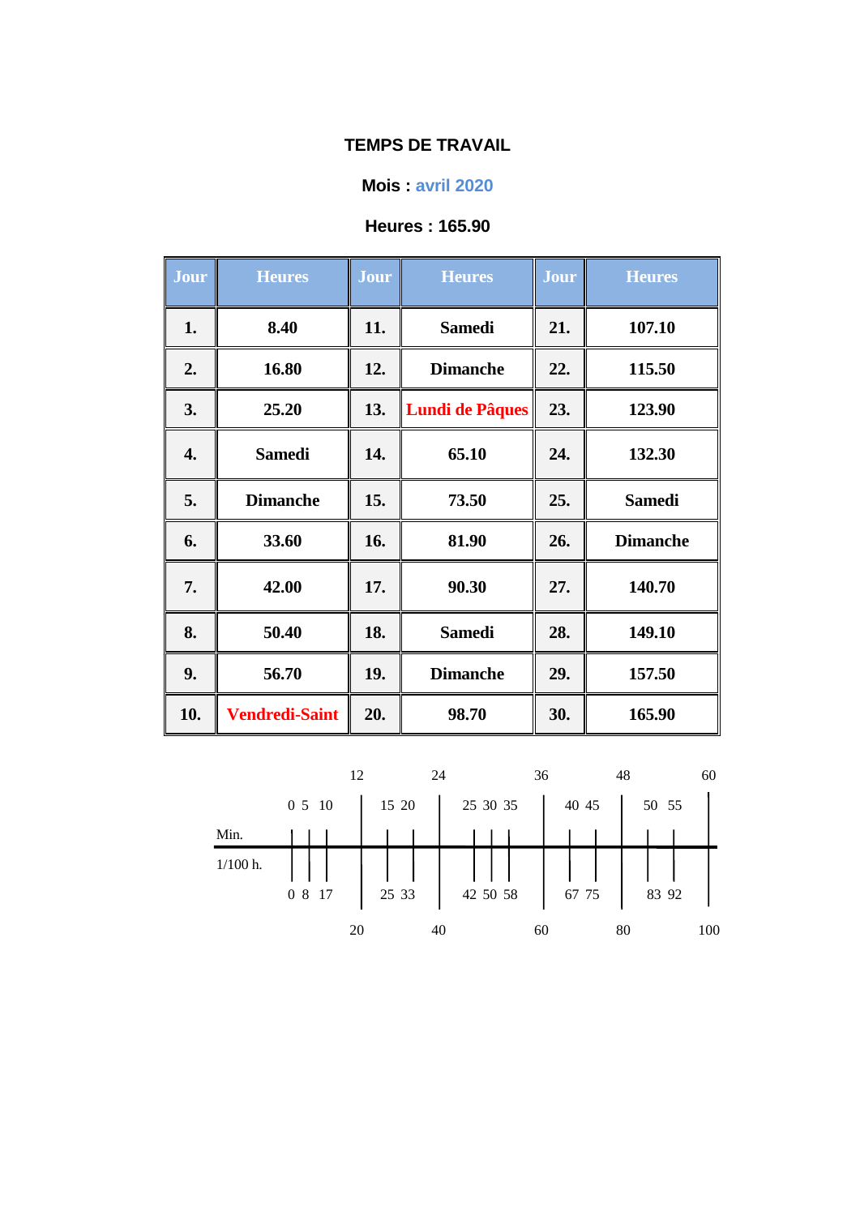# TEMPS DE TRAVAIL

**Mois : avril 2020**

**Heures : 165.90**

| Jour | Heures | Jour | Heures | Jour | Heures |
|---|---|---|---|---|---|
| 1. | 8.40 | 11. | Samedi | 21. | 107.10 |
| 2. | 16.80 | 12. | Dimanche | 22. | 115.50 |
| 3. | 25.20 | 13. | Lundi de Pâques | 23. | 123.90 |
| 4. | Samedi | 14. | 65.10 | 24. | 132.30 |
| 5. | Dimanche | 15. | 73.50 | 25. | Samedi |
| 6. | 33.60 | 16. | 81.90 | 26. | Dimanche |
| 7. | 42.00 | 17. | 90.30 | 27. | 140.70 |
| 8. | 50.40 | 18. | Samedi | 28. | 149.10 |
| 9. | 56.70 | 19. | Dimanche | 29. | 157.50 |
| 10. | Vendredi-Saint | 20. | 98.70 | 30. | 165.90 |

| Min. | 0 | 5 | 10 | 12 | 15 | 20 | 24 | 25 | 30 | 35 | 36 | 40 | 45 | 48 | 50 | 55 | 60 |
|---|---|---|---|---|---|---|---|---|---|---|---|---|---|---|---|---|---|
| 1/100 h. | 0 | 8 | 17 | 20 | 25 | 33 | 40 | 42 | 50 | 58 | 60 | 67 | 75 | 80 | 83 | 92 | 100 |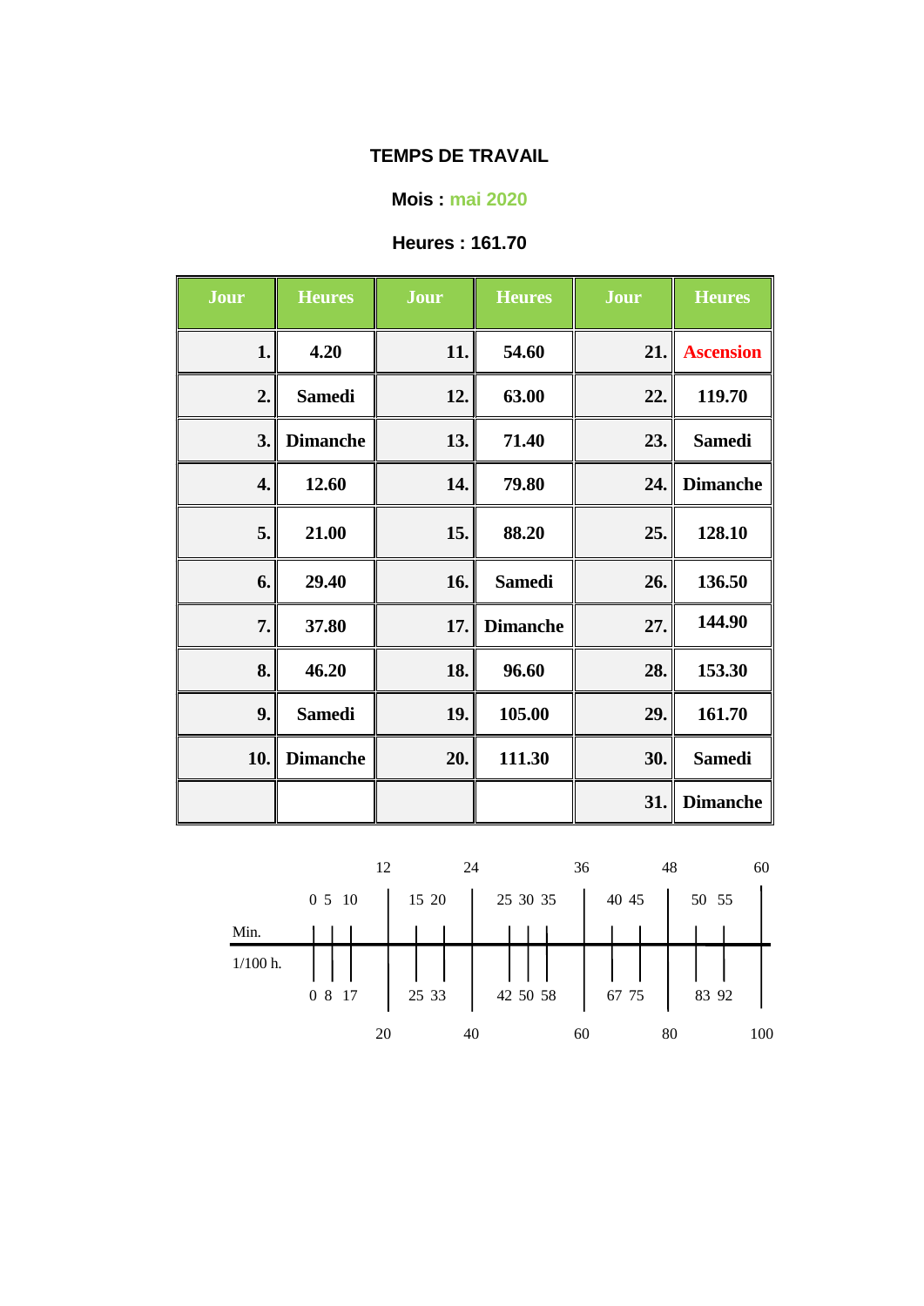**TEMPS DE TRAVAIL**

**Mois : mai 2020**

**Heures : 161.70**

| Jour | Heures | Jour | Heures | Jour | Heures |
|---|---|---|---|---|---|
| 1. | 4.20 | 11. | 54.60 | 21. | Ascension |
| 2. | Samedi | 12. | 63.00 | 22. | 119.70 |
| 3. | Dimanche | 13. | 71.40 | 23. | Samedi |
| 4. | 12.60 | 14. | 79.80 | 24. | Dimanche |
| 5. | 21.00 | 15. | 88.20 | 25. | 128.10 |
| 6. | 29.40 | 16. | Samedi | 26. | 136.50 |
| 7. | 37.80 | 17. | Dimanche | 27. | 144.90 |
| 8. | 46.20 | 18. | 96.60 | 28. | 153.30 |
| 9. | Samedi | 19. | 105.00 | 29. | 161.70 |
| 10. | Dimanche | 20. | 111.30 | 30. | Samedi |
| | | | | 31. | Dimanche |

| Min. | 0 | 5 | 10 | 12 | 15 | 20 | 24 | 25 | 30 | 35 | 36 | 40 | 45 | 48 | 50 | 55 | 60 |
|---|---|---|---|---|---|---|---|---|---|---|---|---|---|---|---|---|---|
| 1/100 h. | 0 | 8 | 17 | 20 | 25 | 33 | 40 | 42 | 50 | 58 | 60 | 67 | 75 | 80 | 83 | 92 | 100 |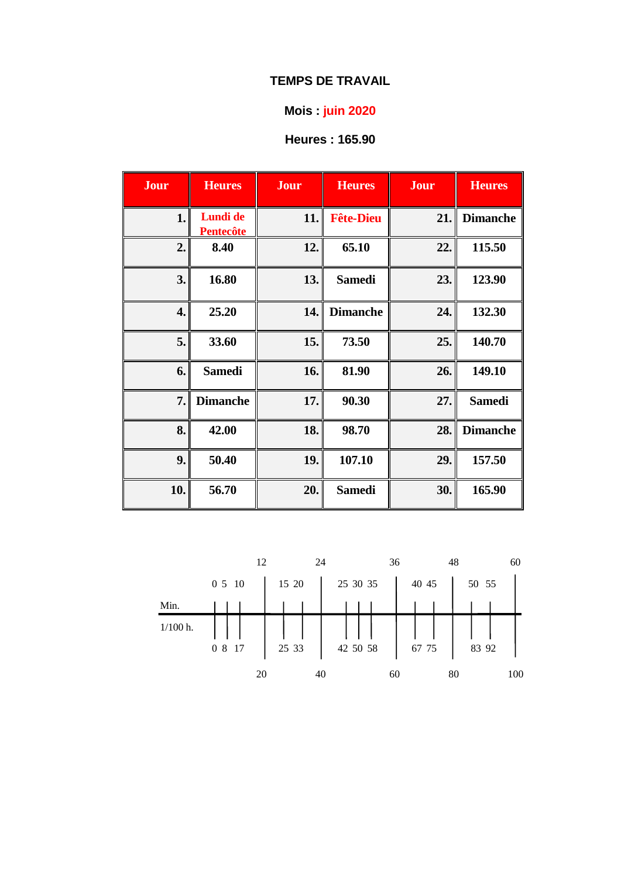**TEMPS DE TRAVAIL**

**Mois : juin 2020**

**Heures : 165.90**

| Jour | Heures | Jour | Heures | Jour | Heures |
|---|---|---|---|---|---|
| 1. | Lundi de Pentecôte | 11. | Fête-Dieu | 21. | Dimanche |
| 2. | 8.40 | 12. | 65.10 | 22. | 115.50 |
| 3. | 16.80 | 13. | Samedi | 23. | 123.90 |
| 4. | 25.20 | 14. | Dimanche | 24. | 132.30 |
| 5. | 33.60 | 15. | 73.50 | 25. | 140.70 |
| 6. | Samedi | 16. | 81.90 | 26. | 149.10 |
| 7. | Dimanche | 17. | 90.30 | 27. | Samedi |
| 8. | 42.00 | 18. | 98.70 | 28. | Dimanche |
| 9. | 50.40 | 19. | 107.10 | 29. | 157.50 |
| 10. | 56.70 | 20. | Samedi | 30. | 165.90 |

| Min. | 0 | 5 | 10 | 12 | 15 | 20 | 24 | 25 | 30 | 35 | 36 | 40 | 45 | 48 | 50 | 55 | 60 |
|---|---|---|---|---|---|---|---|---|---|---|---|---|---|---|---|---|---|
| 1/100 h. | 0 | 8 | 17 | 20 | 25 | 33 | 40 | 42 | 50 | 58 | 60 | 67 | 75 | 80 | 83 | 92 | 100 |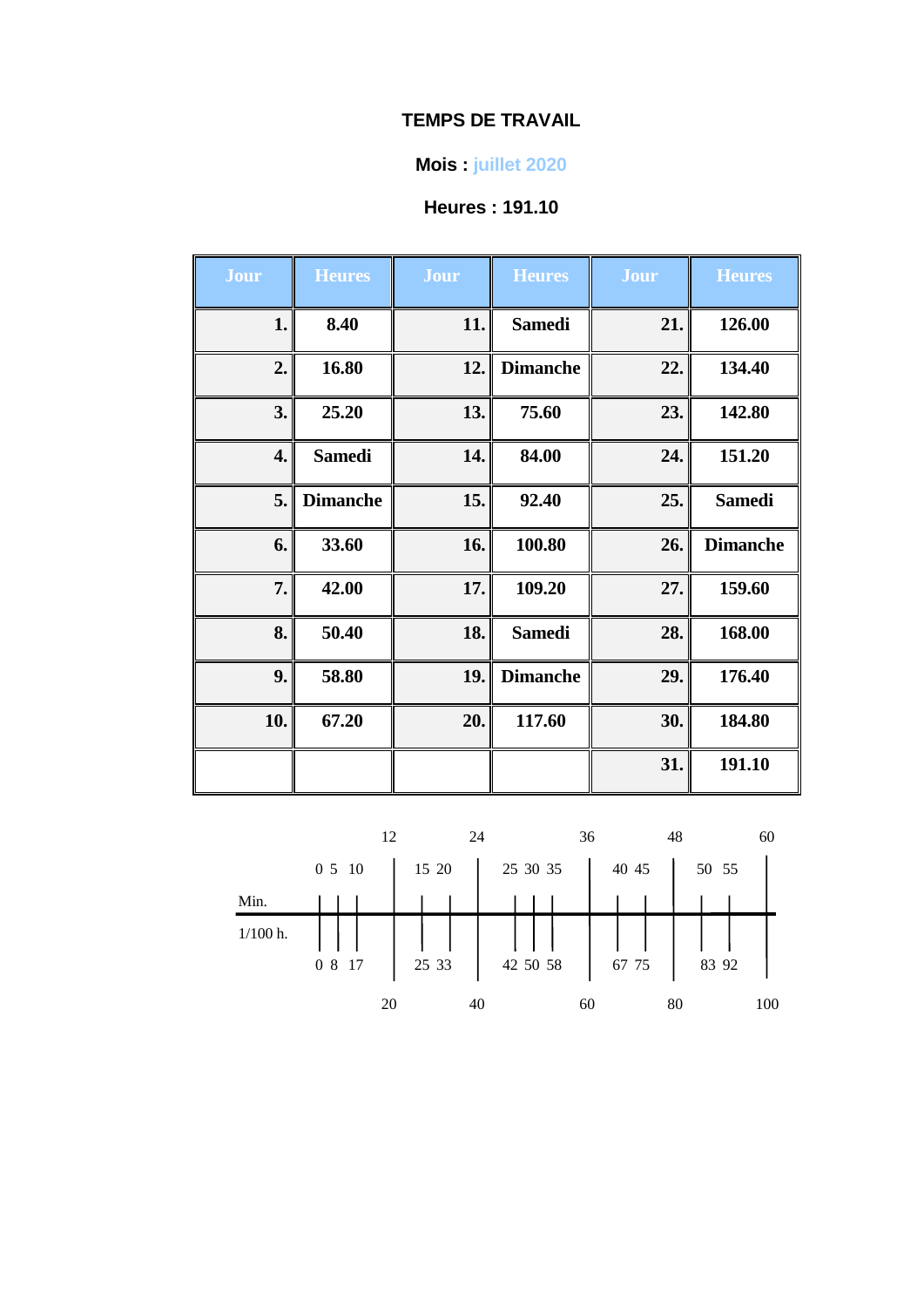### TEMPS DE TRAVAIL

**Mois : juillet 2020**

**Heures : 191.10**

| Jour | Heures | Jour | Heures | Jour | Heures |
|---|---|---|---|---|---|
| 1. | 8.40 | 11. | Samedi | 21. | 126.00 |
| 2. | 16.80 | 12. | Dimanche | 22. | 134.40 |
| 3. | 25.20 | 13. | 75.60 | 23. | 142.80 |
| 4. | Samedi | 14. | 84.00 | 24. | 151.20 |
| 5. | Dimanche | 15. | 92.40 | 25. | Samedi |
| 6. | 33.60 | 16. | 100.80 | 26. | Dimanche |
| 7. | 42.00 | 17. | 109.20 | 27. | 159.60 |
| 8. | 50.40 | 18. | Samedi | 28. | 168.00 |
| 9. | 58.80 | 19. | Dimanche | 29. | 176.40 |
| 10. | 67.20 | 20. | 117.60 | 30. | 184.80 |
| | | | | 31. | 191.10 |

| Min. | 0 | 5 | 10 | 12 | 15 | 20 | 24 | 25 | 30 | 35 | 36 | 40 | 45 | 48 | 50 | 55 | 60 |
|---|---|---|---|---|---|---|---|---|---|---|---|---|---|---|---|---|---|
| 1/100 h. | 0 | 8 | 17 | 20 | 25 | 33 | 40 | 42 | 50 | 58 | 60 | 67 | 75 | 80 | 83 | 92 | 100 |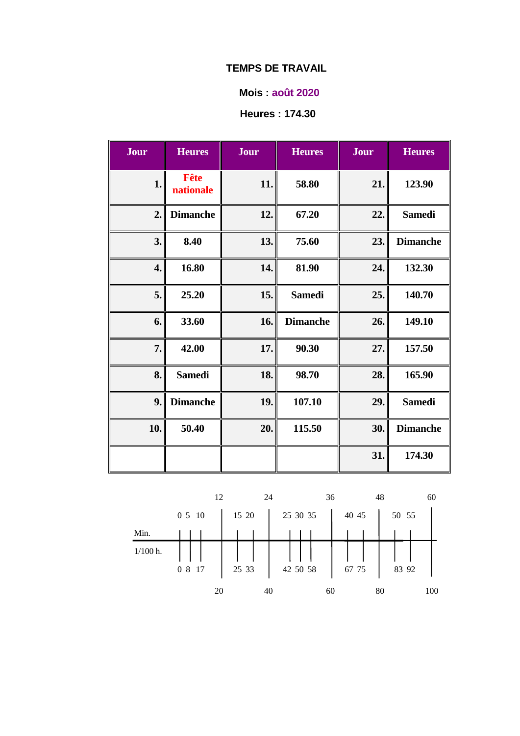**TEMPS DE TRAVAIL**

**Mois : août 2020**

**Heures : 174.30**

| Jour | Heures | Jour | Heures | Jour | Heures |
|---|---|---|---|---|---|
| 1. | Fête nationale | 11. | 58.80 | 21. | 123.90 |
| 2. | Dimanche | 12. | 67.20 | 22. | Samedi |
| 3. | 8.40 | 13. | 75.60 | 23. | Dimanche |
| 4. | 16.80 | 14. | 81.90 | 24. | 132.30 |
| 5. | 25.20 | 15. | Samedi | 25. | 140.70 |
| 6. | 33.60 | 16. | Dimanche | 26. | 149.10 |
| 7. | 42.00 | 17. | 90.30 | 27. | 157.50 |
| 8. | Samedi | 18. | 98.70 | 28. | 165.90 |
| 9. | Dimanche | 19. | 107.10 | 29. | Samedi |
| 10. | 50.40 | 20. | 115.50 | 30. | Dimanche |
| | | | | 31. | 174.30 |

| Min. | 0 | 5 | 10 | 12 | 15 | 20 | 24 | 25 | 30 | 35 | 36 | 40 | 45 | 48 | 50 | 55 | 60 |
|---|---|---|---|---|---|---|---|---|---|---|---|---|---|---|---|---|---|
| 1/100 h. | 0 | 8 | 17 | 20 | 25 | 33 | 40 | 42 | 50 | 58 | 60 | 67 | 75 | 80 | 83 | 92 | 100 |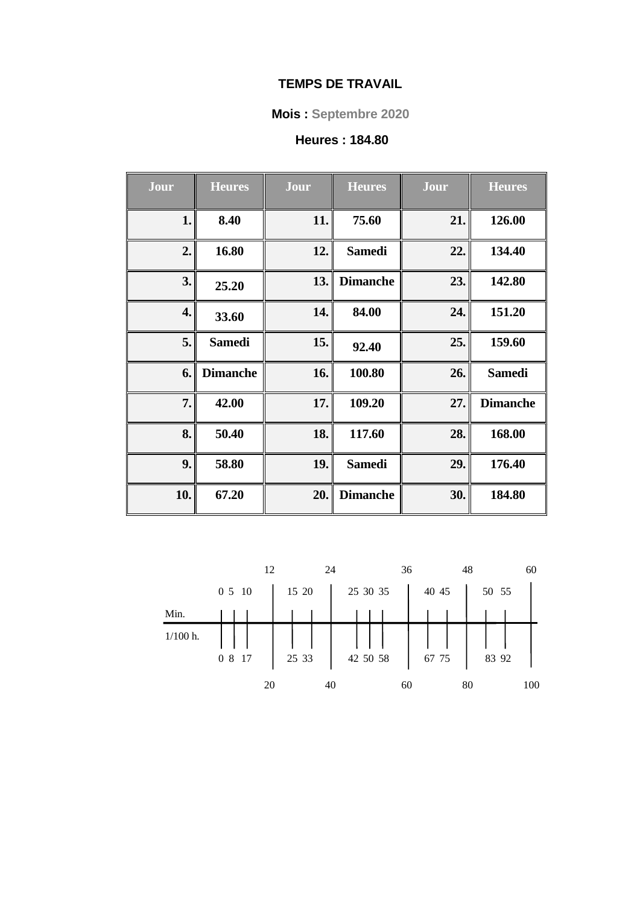**TEMPS DE TRAVAIL**

**Mois : Septembre 2020**

**Heures : 184.80**

| Jour | Heures | Jour | Heures | Jour | Heures |
|---|---|---|---|---|---|
| 1. | 8.40 | 11. | 75.60 | 21. | 126.00 |
| 2. | 16.80 | 12. | Samedi | 22. | 134.40 |
| 3. | 25.20 | 13. | Dimanche | 23. | 142.80 |
| 4. | 33.60 | 14. | 84.00 | 24. | 151.20 |
| 5. | Samedi | 15. | 92.40 | 25. | 159.60 |
| 6. | Dimanche | 16. | 100.80 | 26. | Samedi |
| 7. | 42.00 | 17. | 109.20 | 27. | Dimanche |
| 8. | 50.40 | 18. | 117.60 | 28. | 168.00 |
| 9. | 58.80 | 19. | Samedi | 29. | 176.40 |
| 10. | 67.20 | 20. | Dimanche | 30. | 184.80 |

| Min. | 0 | 5 | 10 | 12 | 15 | 20 | 24 | 25 | 30 | 35 | 36 | 40 | 45 | 48 | 50 | 55 | 60 |
|---|---|---|---|---|---|---|---|---|---|---|---|---|---|---|---|---|---|
| 1/100 h. | 0 | 8 | 17 | 20 | 25 | 33 | 40 | 42 | 50 | 58 | 60 | 67 | 75 | 80 | 83 | 92 | 100 |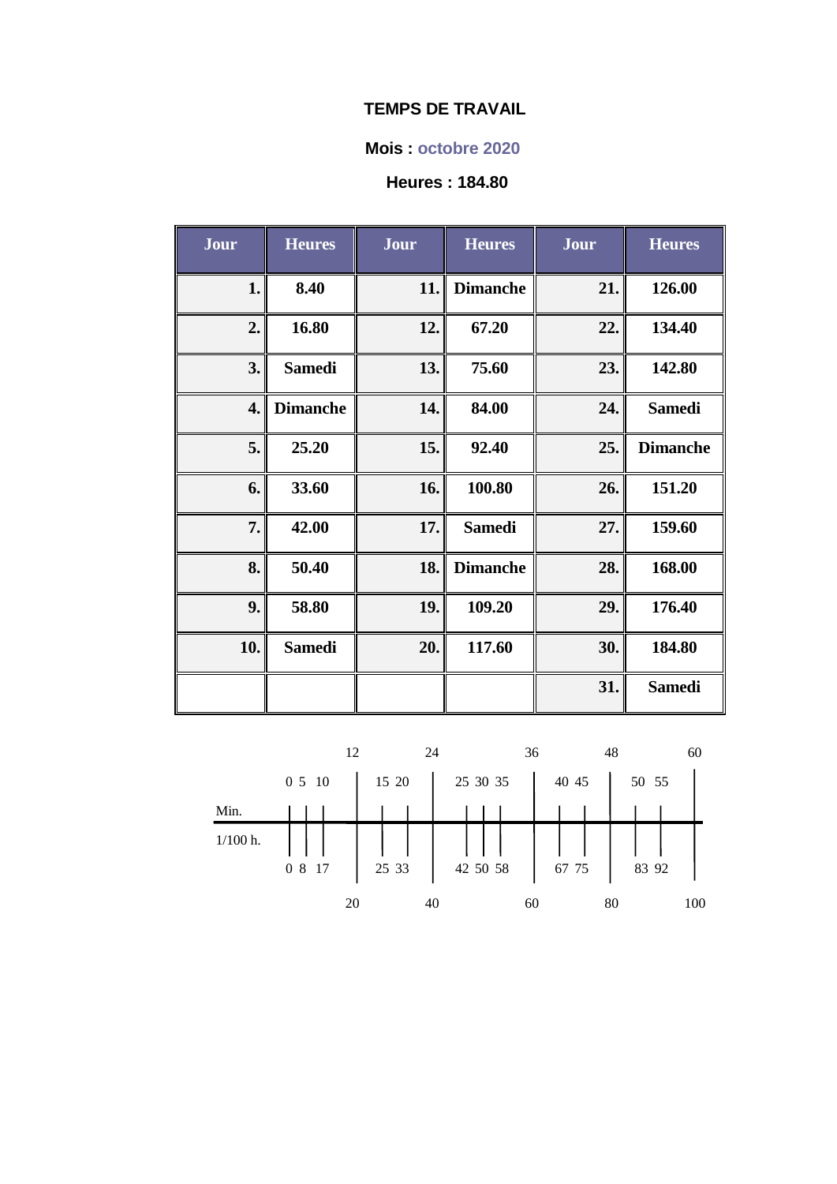**TEMPS DE TRAVAIL**

**Mois : octobre 2020**

**Heures : 184.80**

| Jour | Heures | Jour | Heures | Jour | Heures |
|---|---|---|---|---|---|
| 1. | 8.40 | 11. | Dimanche | 21. | 126.00 |
| 2. | 16.80 | 12. | 67.20 | 22. | 134.40 |
| 3. | Samedi | 13. | 75.60 | 23. | 142.80 |
| 4. | Dimanche | 14. | 84.00 | 24. | Samedi |
| 5. | 25.20 | 15. | 92.40 | 25. | Dimanche |
| 6. | 33.60 | 16. | 100.80 | 26. | 151.20 |
| 7. | 42.00 | 17. | Samedi | 27. | 159.60 |
| 8. | 50.40 | 18. | Dimanche | 28. | 168.00 |
| 9. | 58.80 | 19. | 109.20 | 29. | 176.40 |
| 10. | Samedi | 20. | 117.60 | 30. | 184.80 |
| | | | | 31. | Samedi |

| Min. | 0 | 5 | 10 | 12 | 15 | 20 | 24 | 25 | 30 | 35 | 36 | 40 | 45 | 48 | 50 | 55 | 60 |
|---|---|---|---|---|---|---|---|---|---|---|---|---|---|---|---|---|---|
| 1/100 h. | 0 | 8 | 17 | 20 | 25 | 33 | 40 | 42 | 50 | 58 | 60 | 67 | 75 | 80 | 83 | 92 | 100 |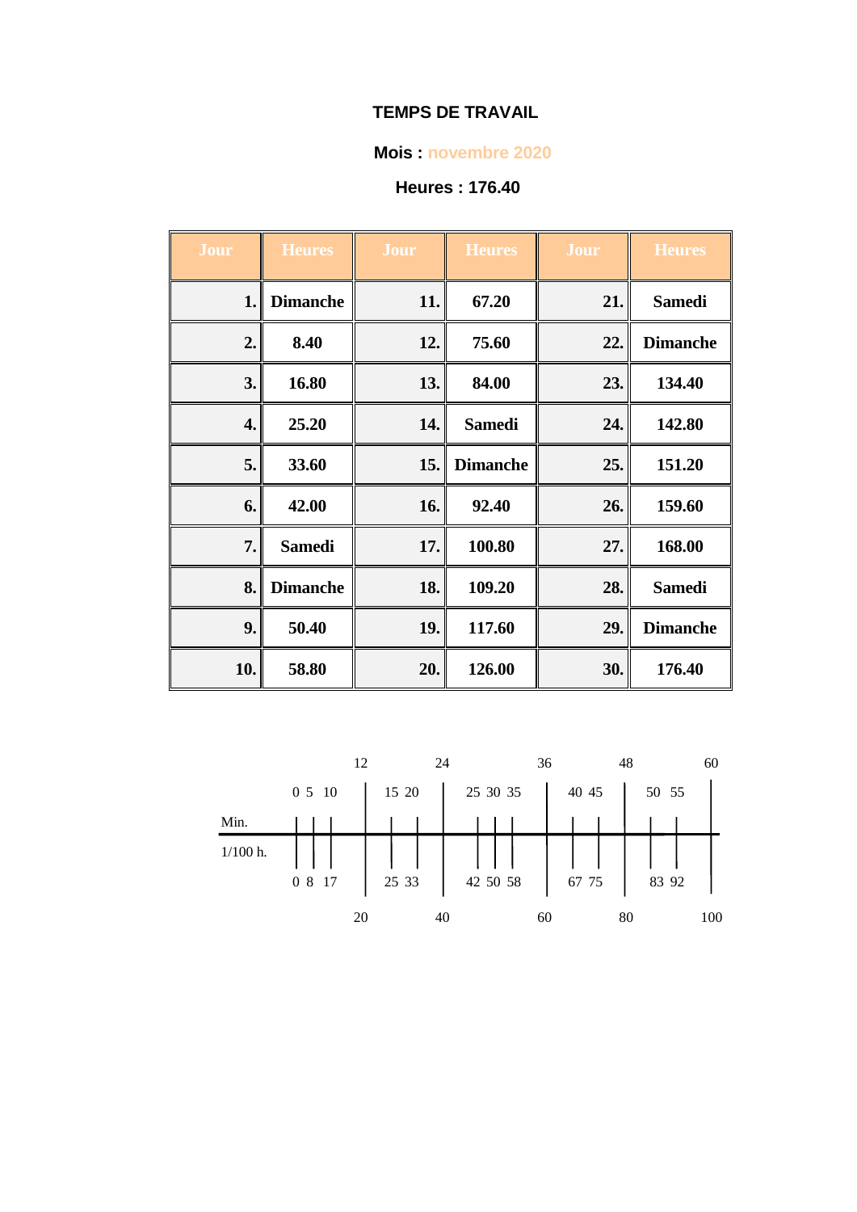**TEMPS DE TRAVAIL**

**Mois : novembre 2020**

**Heures : 176.40**

| Jour | Heures | Jour | Heures | Jour | Heures |
|---|---|---|---|---|---|
| 1. | Dimanche | 11. | 67.20 | 21. | Samedi |
| 2. | 8.40 | 12. | 75.60 | 22. | Dimanche |
| 3. | 16.80 | 13. | 84.00 | 23. | 134.40 |
| 4. | 25.20 | 14. | Samedi | 24. | 142.80 |
| 5. | 33.60 | 15. | Dimanche | 25. | 151.20 |
| 6. | 42.00 | 16. | 92.40 | 26. | 159.60 |
| 7. | Samedi | 17. | 100.80 | 27. | 168.00 |
| 8. | Dimanche | 18. | 109.20 | 28. | Samedi |
| 9. | 50.40 | 19. | 117.60 | 29. | Dimanche |
| 10. | 58.80 | 20. | 126.00 | 30. | 176.40 |

| Min. | 0 | 5 | 10 | 12 | 15 | 20 | 24 | 25 | 30 | 35 | 36 | 40 | 45 | 48 | 50 | 55 | 60 |
|---|---|---|---|---|---|---|---|---|---|---|---|---|---|---|---|---|---|
| 1/100 h. | 0 | 8 | 17 | 20 | 25 | 33 | 40 | 42 | 50 | 58 | 60 | 67 | 75 | 80 | 83 | 92 | 100 |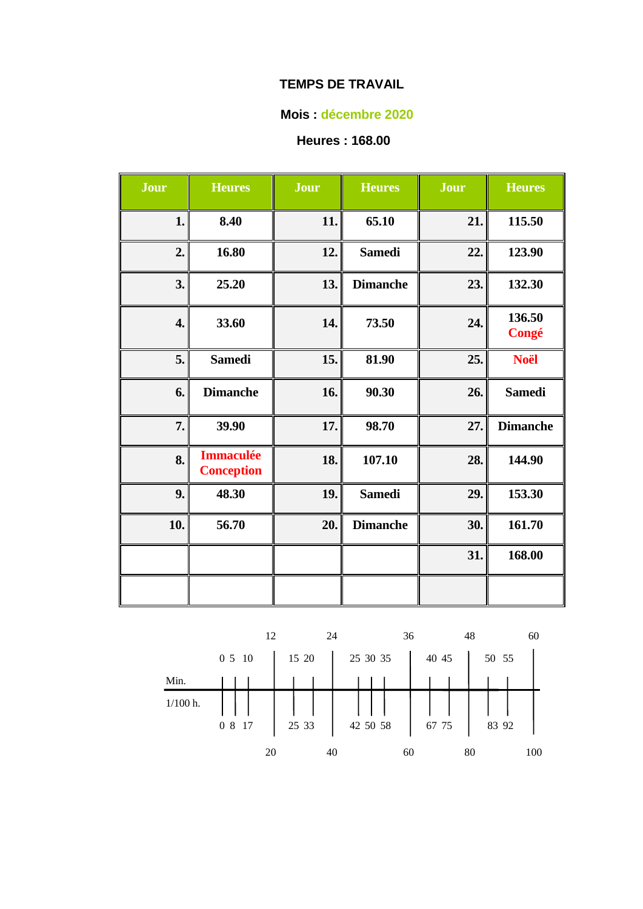**TEMPS DE TRAVAIL**

**Mois : décembre 2020**

**Heures : 168.00**

| Jour | Heures | Jour | Heures | Jour | Heures |
|---|---|---|---|---|---|
| 1. | 8.40 | 11. | 65.10 | 21. | 115.50 |
| 2. | 16.80 | 12. | Samedi | 22. | 123.90 |
| 3. | 25.20 | 13. | Dimanche | 23. | 132.30 |
| 4. | 33.60 | 14. | 73.50 | 24. | 136.50 Congé |
| 5. | Samedi | 15. | 81.90 | 25. | Noël |
| 6. | Dimanche | 16. | 90.30 | 26. | Samedi |
| 7. | 39.90 | 17. | 98.70 | 27. | Dimanche |
| 8. | Immaculée Conception | 18. | 107.10 | 28. | 144.90 |
| 9. | 48.30 | 19. | Samedi | 29. | 153.30 |
| 10. | 56.70 | 20. | Dimanche | 30. | 161.70 |
| | | | | 31. | 168.00 |
| | | | | | |

12 24 36 48 60

0 5 10 15 20 25 30 35 40 45 50 55

Min.

1/100 h.

0 8 17 25 33 42 50 58 67 75 83 92

20 40 60 80 100